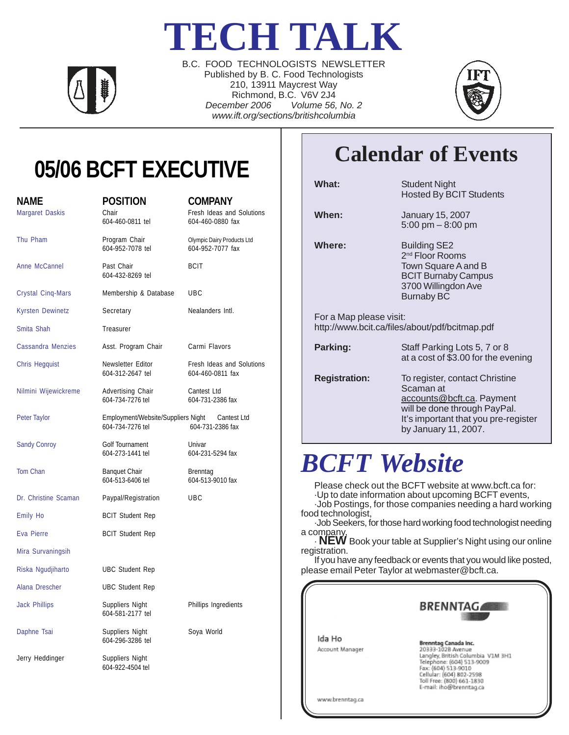# TECH TALK

B.C. FOOD TECHNOLOGISTS NEWSLETTER
Published by B. C. Food Technologists
210, 13911 Maycrest Way
Richmond, B.C. V6V 2J4
*December 2006 Volume 56, No. 2*
*www.ift.org/sections/britishcolumbia*

## 05/06 BCFT EXECUTIVE

| NAME | POSITION | COMPANY |
|---|---|---|
| Margaret Daskis | Chair<br>604-460-0811 tel | Fresh Ideas and Solutions<br>604-460-0880 fax |
| Thu Pham | Program Chair<br>604-952-7078 tel | Olympic Dairy Products Ltd<br>604-952-7077 fax |
| Anne McCannel | Past Chair<br>604-432-8269 tel | BCIT |
| Crystal Cinq-Mars | Membership & Database | UBC |
| Kyrsten Dewinetz | Secretary | Nealanders Intl. |
| Smita Shah | Treasurer | |
| Cassandra Menzies | Asst. Program Chair | Carmi Flavors |
| Chris Hegquist | Newsletter Editor<br>604-312-2647 tel | Fresh Ideas and Solutions<br>604-460-0811 fax |
| Nilmini Wijewickreme | Advertising Chair<br>604-734-7276 tel | Cantest Ltd<br>604-731-2386 fax |
| Peter Taylor | Employment/Website/Suppliers Night<br>604-734-7276 tel | Cantest Ltd<br>604-731-2386 fax |
| Sandy Conroy | Golf Tournament<br>604-273-1441 tel | Univar<br>604-231-5294 fax |
| Tom Chan | Banquet Chair<br>604-513-6406 tel | Brenntag<br>604-513-9010 fax |
| Dr. Christine Scaman | Paypal/Registration | UBC |
| Emily Ho | BCIT Student Rep | |
| Eva Pierre | BCIT Student Rep | |
| Mira Survaningsih | | |
| Riska Ngudjiharto | UBC Student Rep | |
| Alana Drescher | UBC Student Rep | |
| Jack Phillips | Suppliers Night<br>604-581-2177 tel | Phillips Ingredients |
| Daphne Tsai | Suppliers Night<br>604-296-3286 tel | Soya World |
| Jerry Heddinger | Suppliers Night<br>604-922-4504 tel | |

## Calendar of Events

**What:** Student Night
Hosted By BCIT Students

**When:** January 15, 2007
5:00 pm – 8:00 pm

**Where:** Building SE2
2nd Floor Rooms
Town Square A and B
BCIT Burnaby Campus
3700 Willingdon Ave
Burnaby BC

For a Map please visit:
http://www.bcit.ca/files/about/pdf/bcitmap.pdf

**Parking:** Staff Parking Lots 5, 7 or 8
at a cost of $3.00 for the evening

**Registration:** To register, contact Christine Scaman at accounts@bcft.ca. Payment will be done through PayPal. It's important that you pre-register by January 11, 2007.

## *BCFT Website*

Please check out the BCFT website at www.bcft.ca for:

- Up to date information about upcoming BCFT events,
- Job Postings, for those companies needing a hard working food technologist,
- Job Seekers, for those hard working food technologist needing a company,
- **NEW** Book your table at Supplier's Night using our online registration.

If you have any feedback or events that you would like posted, please email Peter Taylor at webmaster@bcft.ca.

BRENNTAG

Ida Ho
Account Manager

**Brenntag Canada Inc.**
20333-102B Avenue
Langley, British Columbia V1M 3H1
Telephone: (604) 513-9009
Fax: (604) 513-9010
Cellular: (604) 802-2598
Toll Free: (800) 661-1830
E-mail: iho@brenntag.ca

www.brenntag.ca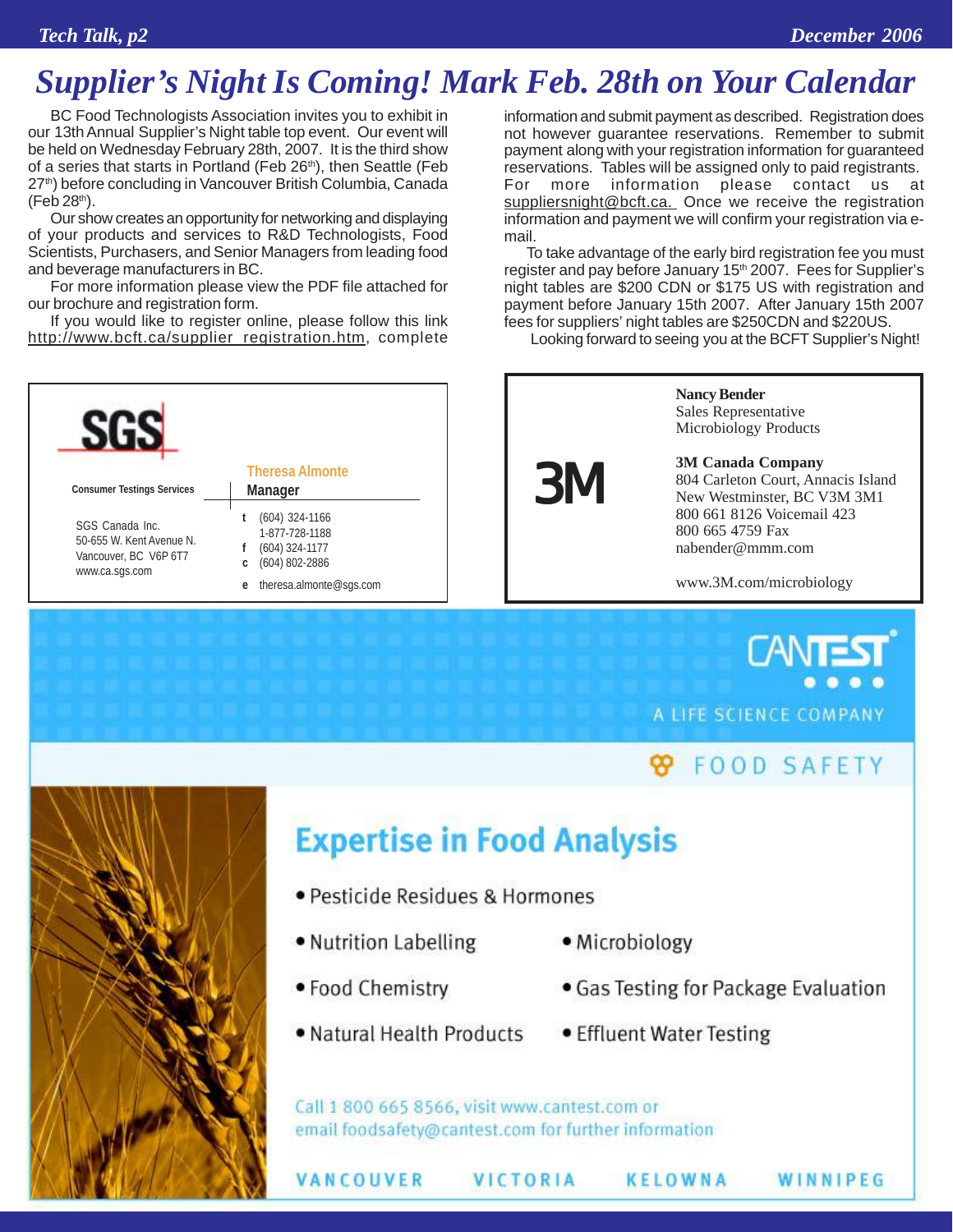# Supplier's Night Is Coming! Mark Feb. 28th on Your Calendar

BC Food Technologists Association invites you to exhibit in our 13th Annual Supplier's Night table top event. Our event will be held on Wednesday February 28th, 2007. It is the third show of a series that starts in Portland (Feb 26th), then Seattle (Feb 27th) before concluding in Vancouver British Columbia, Canada (Feb 28th).

Our show creates an opportunity for networking and displaying of your products and services to R&D Technologists, Food Scientists, Purchasers, and Senior Managers from leading food and beverage manufacturers in BC.

For more information please view the PDF file attached for our brochure and registration form.

If you would like to register online, please follow this link http://www.bcft.ca/supplier_registration.htm, complete information and submit payment as described. Registration does not however guarantee reservations. Remember to submit payment along with your registration information for guaranteed reservations. Tables will be assigned only to paid registrants. For more information please contact us at suppliersnight@bcft.ca. Once we receive the registration information and payment we will confirm your registration via e-mail.

To take advantage of the early bird registration fee you must register and pay before January 15th 2007. Fees for Supplier's night tables are $200 CDN or $175 US with registration and payment before January 15th 2007. After January 15th 2007 fees for suppliers' night tables are $250CDN and $220US.

Looking forward to seeing you at the BCFT Supplier's Night!

---

**SGS**

Consumer Testings Services

**Theresa Almonte**
**Manager**

SGS Canada Inc.
50-655 W. Kent Avenue N.
Vancouver, BC V6P 6T7
www.ca.sgs.com

t (604) 324-1166
1-877-728-1188
f (604) 324-1177
c (604) 802-2886
e theresa.almonte@sgs.com

---

**3M**

**Nancy Bender**
Sales Representative
Microbiology Products

**3M Canada Company**
804 Carleton Court, Annacis Island
New Westminster, BC V3M 3M1
800 661 8126 Voicemail 423
800 665 4759 Fax
nabender@mmm.com

www.3M.com/microbiology

---

**CANTEST**
A LIFE SCIENCE COMPANY

FOOD SAFETY

## Expertise in Food Analysis

- Pesticide Residues & Hormones
- Nutrition Labelling
- Microbiology
- Food Chemistry
- Gas Testing for Package Evaluation
- Natural Health Products
- Effluent Water Testing

Call 1 800 665 8566, visit www.cantest.com or email foodsafety@cantest.com for further information

VANCOUVER VICTORIA KELOWNA WINNIPEG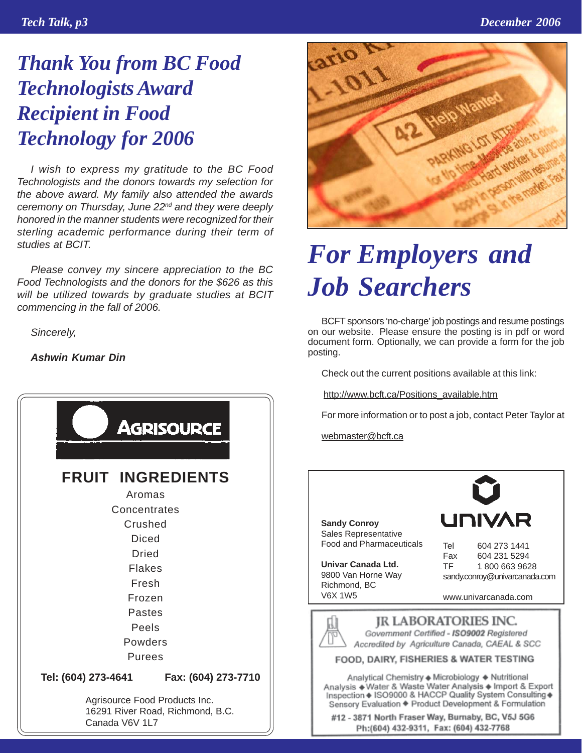# Thank You from BC Food Technologists Award Recipient in Food Technology for 2006

*I wish to express my gratitude to the BC Food Technologists and the donors towards my selection for the above award. My family also attended the awards ceremony on Thursday, June 22nd and they were deeply honored in the manner students were recognized for their sterling academic performance during their term of studies at BCIT.*

*Please convey my sincere appreciation to the BC Food Technologists and the donors for the $626 as this will be utilized towards by graduate studies at BCIT commencing in the fall of 2006.*

*Sincerely,*

***Ashwin Kumar Din***

---

**AGRISOURCE**

**FRUIT INGREDIENTS**

Aromas
Concentrates
Crushed
Diced
Dried
Flakes
Fresh
Frozen
Pastes
Peels
Powders
Purees

**Tel: (604) 273-4641** **Fax: (604) 273-7710**

Agrisource Food Products Inc.
16291 River Road, Richmond, B.C.
Canada V6V 1L7

---

# For Employers and Job Searchers

BCFT sponsors 'no-charge' job postings and resume postings on our website. Please ensure the posting is in pdf or word document form. Optionally, we can provide a form for the job posting.

Check out the current positions available at this link:

http://www.bcft.ca/Positions_available.htm

For more information or to post a job, contact Peter Taylor at

webmaster@bcft.ca

---

**UNIVAR**

**Sandy Conroy**
Sales Representative
Food and Pharmaceuticals

**Univar Canada Ltd.**
9800 Van Horne Way
Richmond, BC
V6X 1W5

Tel 604 273 1441
Fax 604 231 5294
TF 1 800 663 9628
sandy.conroy@univarcanada.com

www.univarcanada.com

---

**JR LABORATORIES INC.**
*Government Certified - ISO9002 Registered*
*Accredited by Agriculture Canada, CAEAL & SCC*

**FOOD, DAIRY, FISHERIES & WATER TESTING**

Analytical Chemistry ◆ Microbiology ◆ Nutritional Analysis ◆ Water & Waste Water Analysis ◆ Import & Export Inspection ◆ ISO9000 & HACCP Quality System Consulting ◆ Sensory Evaluation ◆ Product Development & Formulation

**#12 - 3871 North Fraser Way, Burnaby, BC, V5J 5G6**
**Ph:(604) 432-9311, Fax: (604) 432-7768**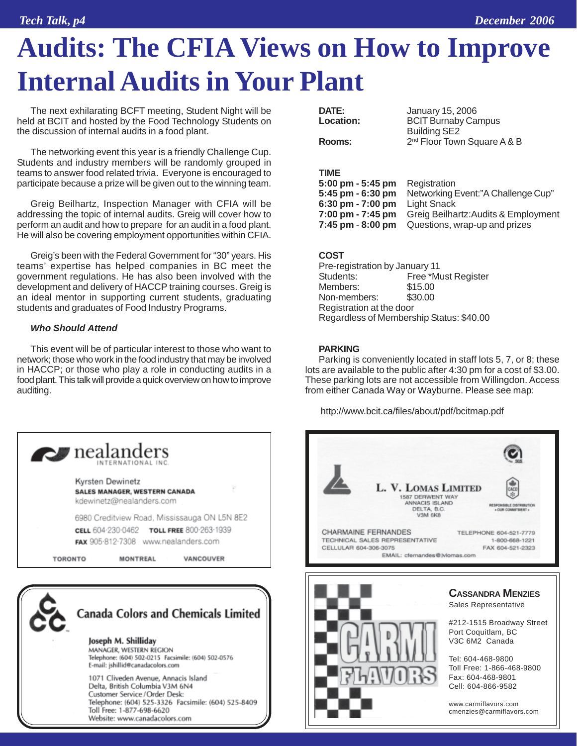# Audits: The CFIA Views on How to Improve Internal Audits in Your Plant

The next exhilarating BCFT meeting, Student Night will be held at BCIT and hosted by the Food Technology Students on the discussion of internal audits in a food plant.

The networking event this year is a friendly Challenge Cup. Students and industry members will be randomly grouped in teams to answer food related trivia. Everyone is encouraged to participate because a prize will be given out to the winning team.

Greig Beilhartz, Inspection Manager with CFIA will be addressing the topic of internal audits. Greig will cover how to perform an audit and how to prepare for an audit in a food plant. He will also be covering employment opportunities within CFIA.

Greig's been with the Federal Government for "30" years. His teams' expertise has helped companies in BC meet the government regulations. He has also been involved with the development and delivery of HACCP training courses. Greig is an ideal mentor in supporting current students, graduating students and graduates of Food Industry Programs.

***Who Should Attend***

This event will be of particular interest to those who want to network; those who work in the food industry that may be involved in HACCP; or those who play a role in conducting audits in a food plant. This talk will provide a quick overview on how to improve auditing.

**DATE:** January 15, 2006

**Location:** BCIT Burnaby Campus, Building SE2

**Rooms:** 2nd Floor Town Square A & B

**TIME**

| | |
|---|---|
| **5:00 pm - 5:45 pm** | Registration |
| **5:45 pm - 6:30 pm** | Networking Event:"A Challenge Cup" |
| **6:30 pm - 7:00 pm** | Light Snack |
| **7:00 pm - 7:45 pm** | Greig Beilhartz:Audits & Employment |
| **7:45 pm - 8:00 pm** | Questions, wrap-up and prizes |

**COST**

Pre-registration by January 11

| | |
|---|---|
| Students: | Free *Must Register |
| Members: | $15.00 |
| Non-members: | $30.00 |

Registration at the door

Regardless of Membership Status: $40.00

**PARKING**

Parking is conveniently located in staff lots 5, 7, or 8; these lots are available to the public after 4:30 pm for a cost of $3.00. These parking lots are not accessible from Willingdon. Access from either Canada Way or Wayburne. Please see map:

http://www.bcit.ca/files/about/pdf/bcitmap.pdf

---

**nealanders** INTERNATIONAL INC.

Kyrsten Dewinetz
**SALES MANAGER, WESTERN CANADA**
kdewinetz@nealanders.com

6980 Creditview Road, Mississauga ON L5N 8E2
**CELL** 604-230-0462 **TOLL FREE** 800-263-1939
**FAX** 905-812-7308 www.nealanders.com

TORONTO MONTREAL VANCOUVER

---

**L. V. LOMAS LIMITED**
1587 Derwent Way
Annacis Island
Delta, B.C.
V3M 6K8

Responsible Distribution • Our Commitment •

CHARMAINE FERNANDES
TECHNICAL SALES REPRESENTATIVE
CELLULAR 604-306-3075
TELEPHONE 604-521-7779
1-800-668-1221
FAX 604-521-2323
EMAIL: cfernandes@lvlomas.com

---

**Canada Colors and Chemicals Limited**

**Joseph M. Shilliday**
MANAGER, WESTERN REGION
Telephone: (604) 502-0215 Facsimile: (604) 502-0576
E-mail: jshillid@canadacolors.com

1071 Cliveden Avenue, Annacis Island
Delta, British Columbia V3M 6N4
Customer Service /Order Desk:
Telephone: (604) 525-3326 Facsimile: (604) 525-8409
Toll Free: 1-877-698-6620
Website: www.canadacolors.com

---

**CARMI FLAVORS**

**CASSANDRA MENZIES**
Sales Representative

#212-1515 Broadway Street
Port Coquitlam, BC
V3C 6M2 Canada

Tel: 604-468-9800
Toll Free: 1-866-468-9800
Fax: 604-468-9801
Cell: 604-866-9582

www.carmiflavors.com
cmenzies@carmiflavors.com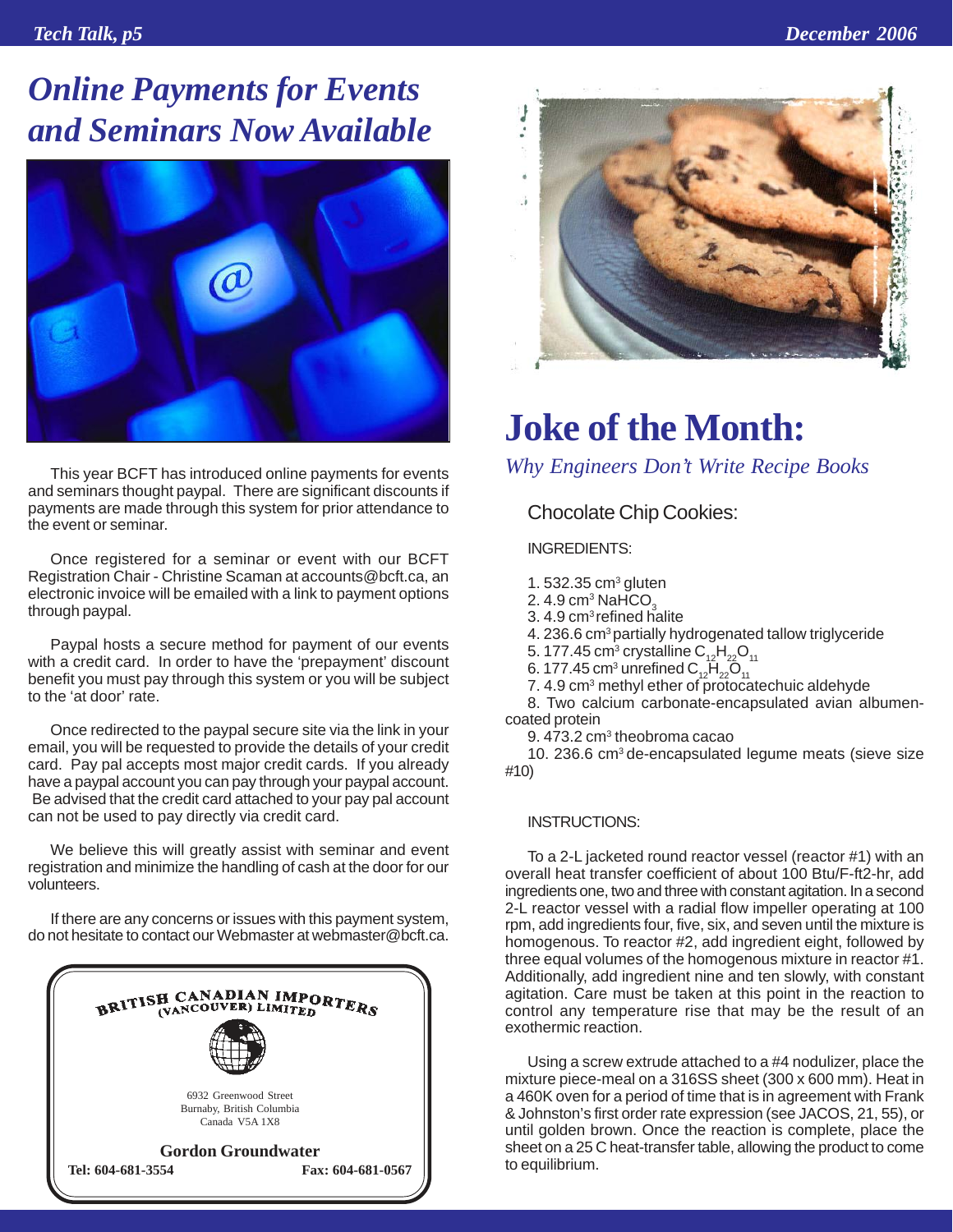# Online Payments for Events and Seminars Now Available

This year BCFT has introduced online payments for events and seminars thought paypal. There are significant discounts if payments are made through this system for prior attendance to the event or seminar.

Once registered for a seminar or event with our BCFT Registration Chair - Christine Scaman at accounts@bcft.ca, an electronic invoice will be emailed with a link to payment options through paypal.

Paypal hosts a secure method for payment of our events with a credit card. In order to have the 'prepayment' discount benefit you must pay through this system or you will be subject to the 'at door' rate.

Once redirected to the paypal secure site via the link in your email, you will be requested to provide the details of your credit card. Pay pal accepts most major credit cards. If you already have a paypal account you can pay through your paypal account. Be advised that the credit card attached to your pay pal account can not be used to pay directly via credit card.

We believe this will greatly assist with seminar and event registration and minimize the handling of cash at the door for our volunteers.

If there are any concerns or issues with this payment system, do not hesitate to contact our Webmaster at webmaster@bcft.ca.

BRITISH CANADIAN IMPORTERS (VANCOUVER) LIMITED

6932 Greenwood Street
Burnaby, British Columbia
Canada V5A 1X8

**Gordon Groundwater**

**Tel: 604-681-3554** **Fax: 604-681-0567**

# Joke of the Month:

*Why Engineers Don't Write Recipe Books*

## Chocolate Chip Cookies:

INGREDIENTS:

1. 532.35 $cm^3$ gluten
2. 4.9 $cm^3$ $NaHCO_3$
3. 4.9 $cm^3$ refined halite
4. 236.6 $cm^3$ partially hydrogenated tallow triglyceride
5. 177.45 $cm^3$ crystalline $C_{12}H_{22}O_{11}$
6. 177.45 $cm^3$ unrefined $C_{12}H_{22}O_{11}$
7. 4.9 $cm^3$ methyl ether of protocatechuic aldehyde
8. Two calcium carbonate-encapsulated avian albumen-coated protein
9. 473.2 $cm^3$ theobroma cacao
10. 236.6 $cm^3$ de-encapsulated legume meats (sieve size #10)

INSTRUCTIONS:

To a 2-L jacketed round reactor vessel (reactor #1) with an overall heat transfer coefficient of about 100 Btu/F-ft2-hr, add ingredients one, two and three with constant agitation. In a second 2-L reactor vessel with a radial flow impeller operating at 100 rpm, add ingredients four, five, six, and seven until the mixture is homogenous. To reactor #2, add ingredient eight, followed by three equal volumes of the homogenous mixture in reactor #1. Additionally, add ingredient nine and ten slowly, with constant agitation. Care must be taken at this point in the reaction to control any temperature rise that may be the result of an exothermic reaction.

Using a screw extrude attached to a #4 nodulizer, place the mixture piece-meal on a 316SS sheet (300 x 600 mm). Heat in a 460K oven for a period of time that is in agreement with Frank & Johnston's first order rate expression (see JACOS, 21, 55), or until golden brown. Once the reaction is complete, place the sheet on a 25 C heat-transfer table, allowing the product to come to equilibrium.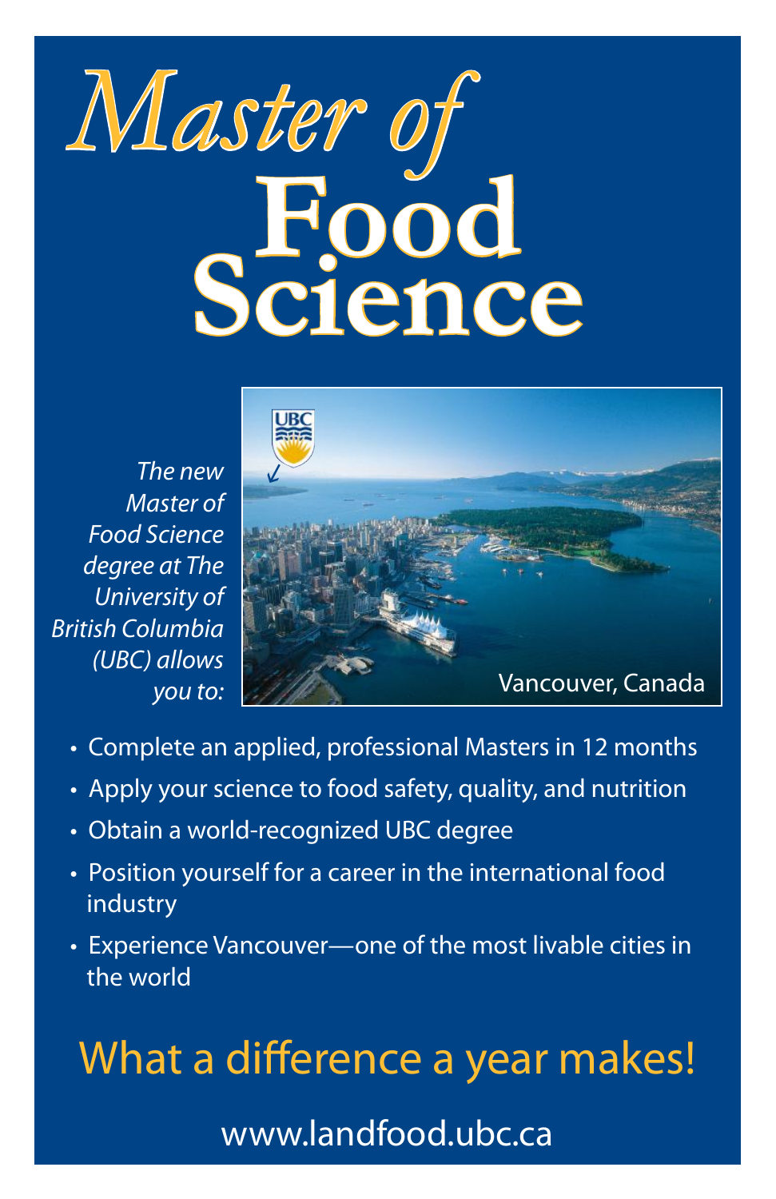# *Master of* Food Science

*The new Master of Food Science degree at The University of British Columbia (UBC) allows you to:*

Vancouver, Canada

- Complete an applied, professional Masters in 12 months
- Apply your science to food safety, quality, and nutrition
- Obtain a world-recognized UBC degree
- Position yourself for a career in the international food industry
- Experience Vancouver—one of the most livable cities in the world

## What a difference a year makes!

www.landfood.ubc.ca